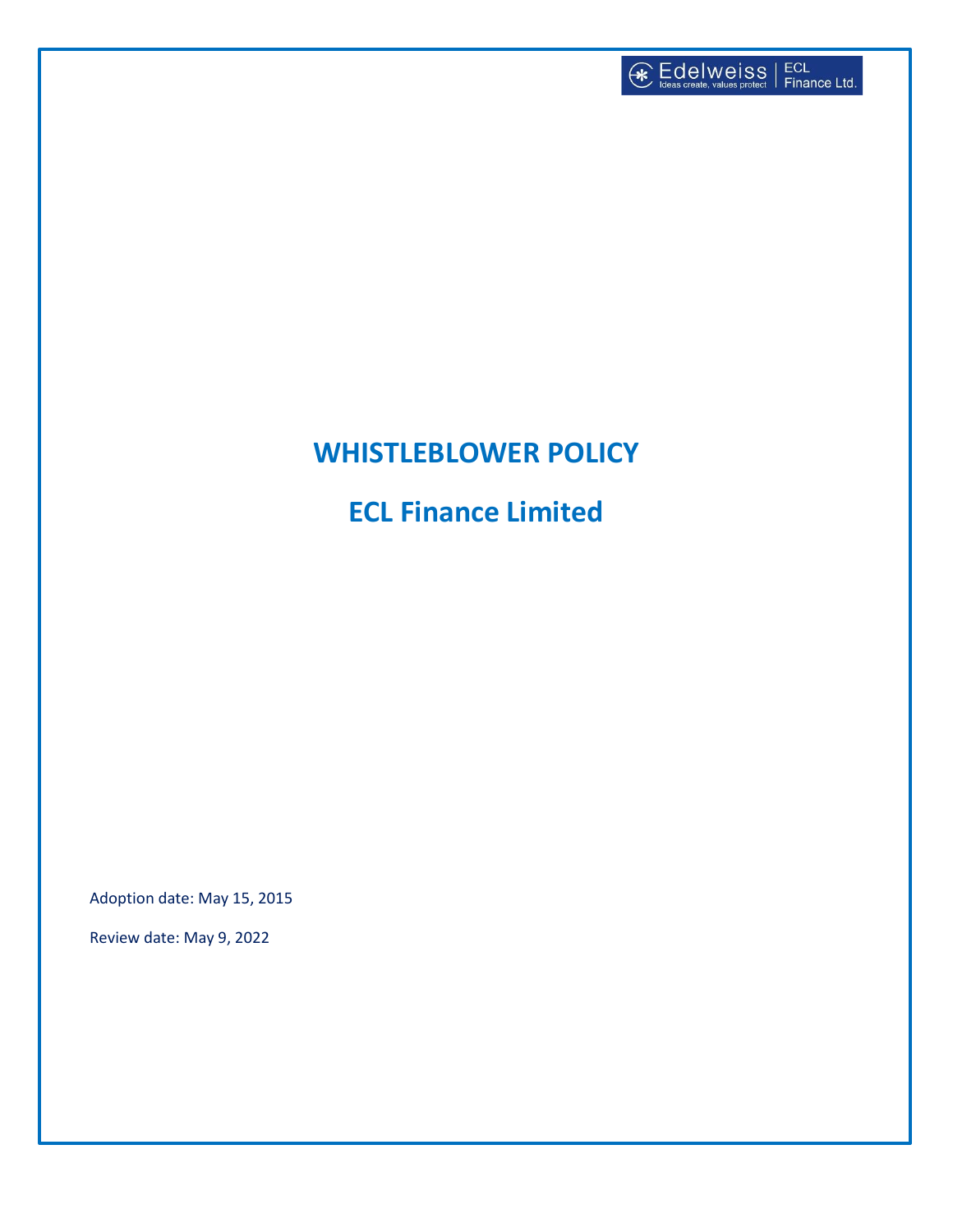# WHISTLEBLOWER POLICY

# ECL Finance Limited

Adoption date: May 15, 2015

Review date: May 9, 2022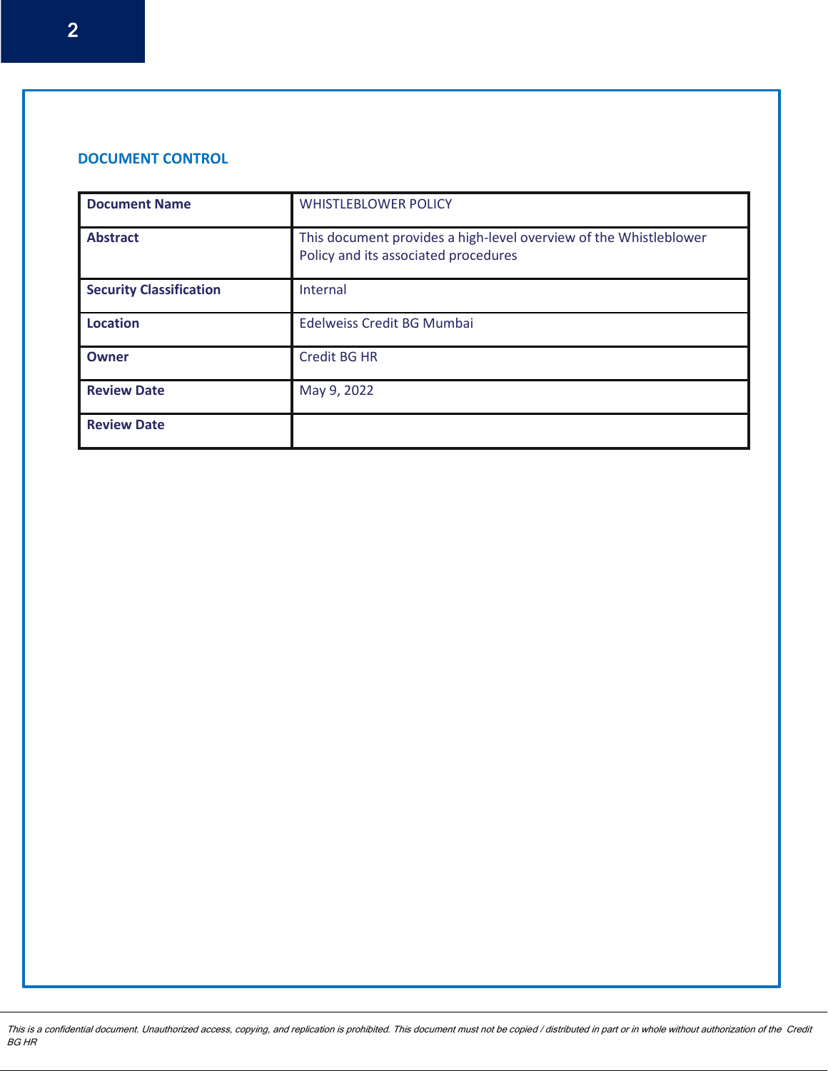## DOCUMENT CONTROL

| **Document Name** | WHISTLEBLOWER POLICY |
|---|---|
| **Abstract** | This document provides a high-level overview of the Whistleblower Policy and its associated procedures |
| **Security Classification** | Internal |
| **Location** | Edelweiss Credit BG Mumbai |
| **Owner** | Credit BG HR |
| **Review Date** | May 9, 2022 |
| **Review Date** | |

*This is a confidential document. Unauthorized access, copying, and replication is prohibited. This document must not be copied / distributed in part or in whole without authorization of the Credit BG HR*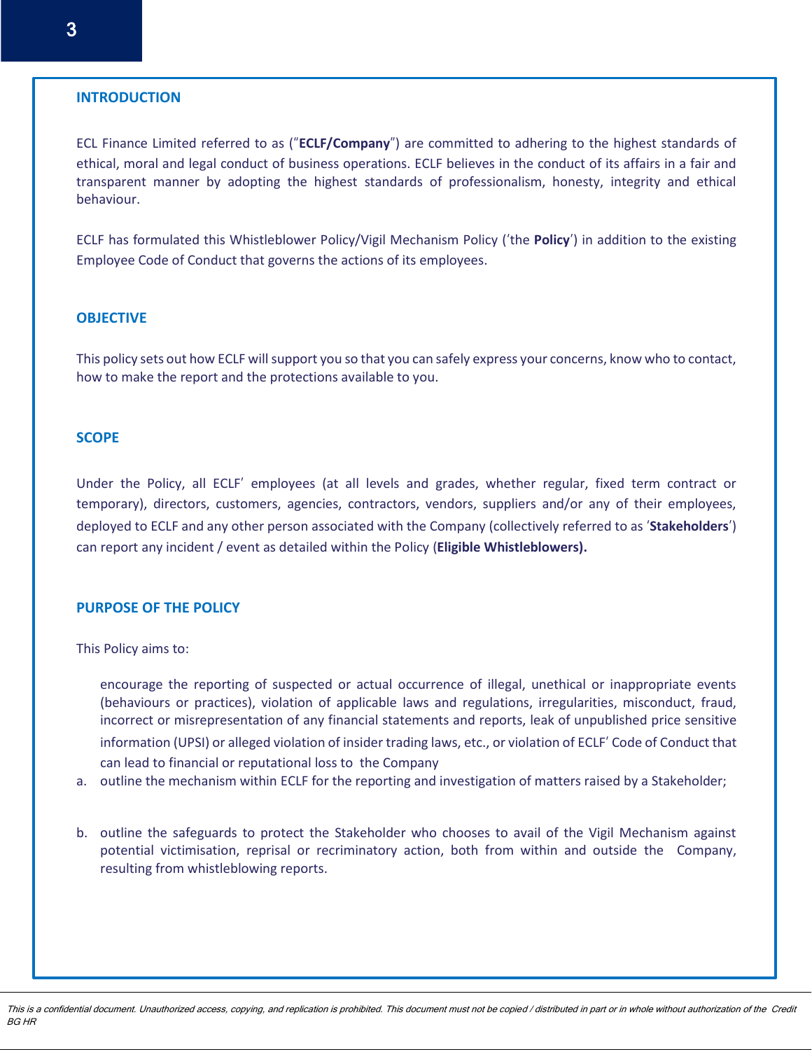## INTRODUCTION

ECL Finance Limited referred to as ("**ECLF/Company**") are committed to adhering to the highest standards of ethical, moral and legal conduct of business operations. ECLF believes in the conduct of its affairs in a fair and transparent manner by adopting the highest standards of professionalism, honesty, integrity and ethical behaviour.

ECLF has formulated this Whistleblower Policy/Vigil Mechanism Policy ('the **Policy**') in addition to the existing Employee Code of Conduct that governs the actions of its employees.

## OBJECTIVE

This policy sets out how ECLF will support you so that you can safely express your concerns, know who to contact, how to make the report and the protections available to you.

## SCOPE

Under the Policy, all ECLF' employees (at all levels and grades, whether regular, fixed term contract or temporary), directors, customers, agencies, contractors, vendors, suppliers and/or any of their employees, deployed to ECLF and any other person associated with the Company (collectively referred to as '**Stakeholders**') can report any incident / event as detailed within the Policy (**Eligible Whistleblowers).**

## PURPOSE OF THE POLICY

This Policy aims to:

encourage the reporting of suspected or actual occurrence of illegal, unethical or inappropriate events (behaviours or practices), violation of applicable laws and regulations, irregularities, misconduct, fraud, incorrect or misrepresentation of any financial statements and reports, leak of unpublished price sensitive information (UPSI) or alleged violation of insider trading laws, etc., or violation of ECLF' Code of Conduct that can lead to financial or reputational loss to the Company

a. outline the mechanism within ECLF for the reporting and investigation of matters raised by a Stakeholder;

b. outline the safeguards to protect the Stakeholder who chooses to avail of the Vigil Mechanism against potential victimisation, reprisal or recriminatory action, both from within and outside the Company, resulting from whistleblowing reports.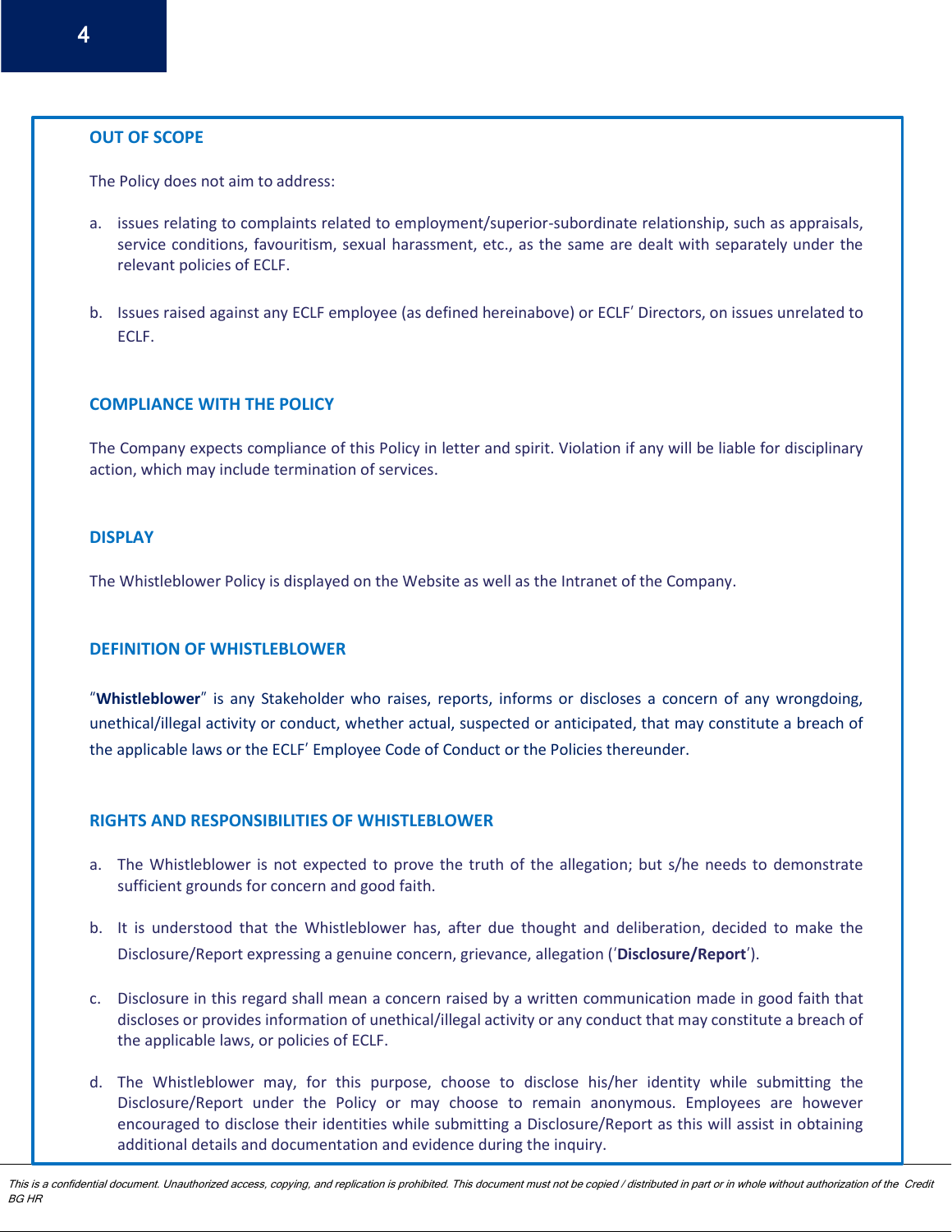## OUT OF SCOPE

The Policy does not aim to address:

a. issues relating to complaints related to employment/superior-subordinate relationship, such as appraisals, service conditions, favouritism, sexual harassment, etc., as the same are dealt with separately under the relevant policies of ECLF.

b. Issues raised against any ECLF employee (as defined hereinabove) or ECLF′ Directors, on issues unrelated to ECLF.

## COMPLIANCE WITH THE POLICY

The Company expects compliance of this Policy in letter and spirit. Violation if any will be liable for disciplinary action, which may include termination of services.

## DISPLAY

The Whistleblower Policy is displayed on the Website as well as the Intranet of the Company.

## DEFINITION OF WHISTLEBLOWER

"**Whistleblower**" is any Stakeholder who raises, reports, informs or discloses a concern of any wrongdoing, unethical/illegal activity or conduct, whether actual, suspected or anticipated, that may constitute a breach of the applicable laws or the ECLF′ Employee Code of Conduct or the Policies thereunder.

## RIGHTS AND RESPONSIBILITIES OF WHISTLEBLOWER

a. The Whistleblower is not expected to prove the truth of the allegation; but s/he needs to demonstrate sufficient grounds for concern and good faith.

b. It is understood that the Whistleblower has, after due thought and deliberation, decided to make the Disclosure/Report expressing a genuine concern, grievance, allegation ('**Disclosure/Report**').

c. Disclosure in this regard shall mean a concern raised by a written communication made in good faith that discloses or provides information of unethical/illegal activity or any conduct that may constitute a breach of the applicable laws, or policies of ECLF.

d. The Whistleblower may, for this purpose, choose to disclose his/her identity while submitting the Disclosure/Report under the Policy or may choose to remain anonymous. Employees are however encouraged to disclose their identities while submitting a Disclosure/Report as this will assist in obtaining additional details and documentation and evidence during the inquiry.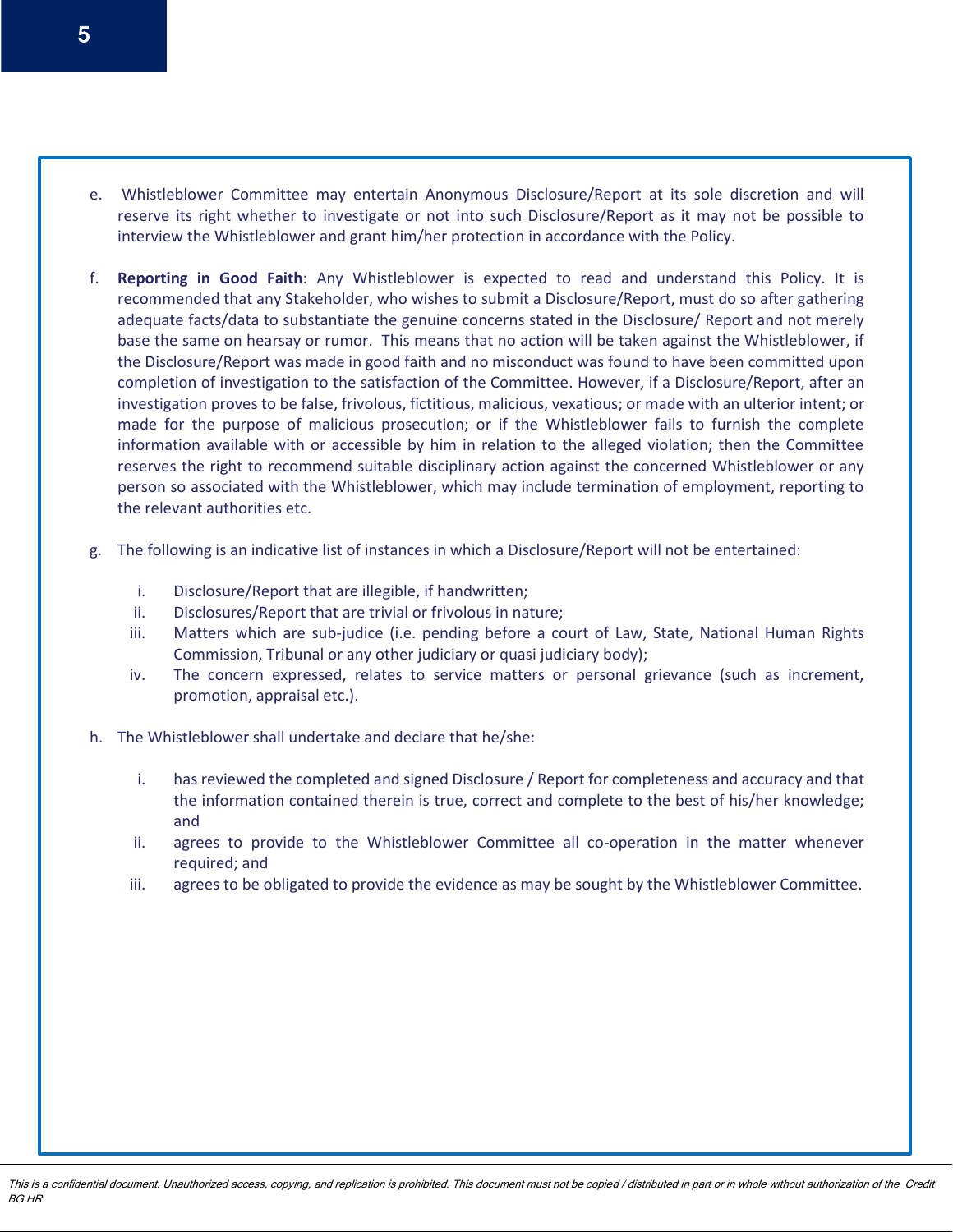e. Whistleblower Committee may entertain Anonymous Disclosure/Report at its sole discretion and will reserve its right whether to investigate or not into such Disclosure/Report as it may not be possible to interview the Whistleblower and grant him/her protection in accordance with the Policy.

f. **Reporting in Good Faith**: Any Whistleblower is expected to read and understand this Policy. It is recommended that any Stakeholder, who wishes to submit a Disclosure/Report, must do so after gathering adequate facts/data to substantiate the genuine concerns stated in the Disclosure/ Report and not merely base the same on hearsay or rumor. This means that no action will be taken against the Whistleblower, if the Disclosure/Report was made in good faith and no misconduct was found to have been committed upon completion of investigation to the satisfaction of the Committee. However, if a Disclosure/Report, after an investigation proves to be false, frivolous, fictitious, malicious, vexatious; or made with an ulterior intent; or made for the purpose of malicious prosecution; or if the Whistleblower fails to furnish the complete information available with or accessible by him in relation to the alleged violation; then the Committee reserves the right to recommend suitable disciplinary action against the concerned Whistleblower or any person so associated with the Whistleblower, which may include termination of employment, reporting to the relevant authorities etc.

g. The following is an indicative list of instances in which a Disclosure/Report will not be entertained:

   i. Disclosure/Report that are illegible, if handwritten;
   ii. Disclosures/Report that are trivial or frivolous in nature;
   iii. Matters which are sub-judice (i.e. pending before a court of Law, State, National Human Rights Commission, Tribunal or any other judiciary or quasi judiciary body);
   iv. The concern expressed, relates to service matters or personal grievance (such as increment, promotion, appraisal etc.).

h. The Whistleblower shall undertake and declare that he/she:

   i. has reviewed the completed and signed Disclosure / Report for completeness and accuracy and that the information contained therein is true, correct and complete to the best of his/her knowledge; and
   ii. agrees to provide to the Whistleblower Committee all co-operation in the matter whenever required; and
   iii. agrees to be obligated to provide the evidence as may be sought by the Whistleblower Committee.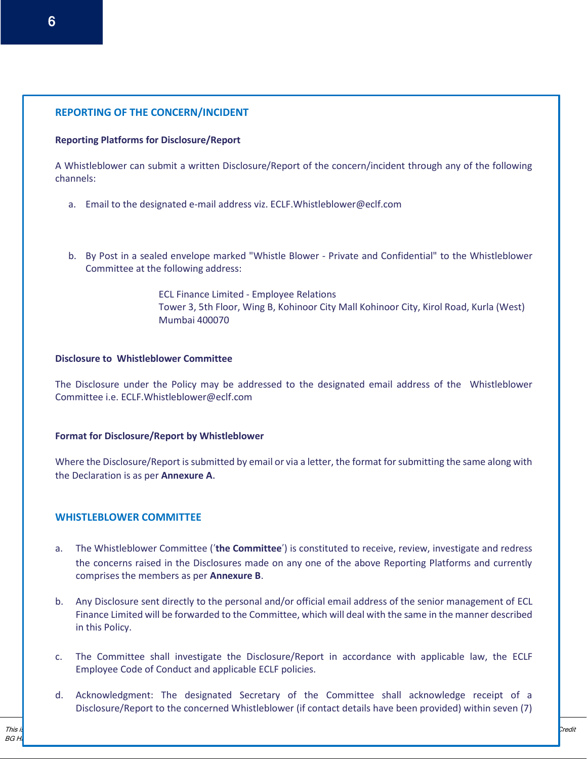## REPORTING OF THE CONCERN/INCIDENT

**Reporting Platforms for Disclosure/Report**

A Whistleblower can submit a written Disclosure/Report of the concern/incident through any of the following channels:

a. Email to the designated e-mail address viz. ECLF.Whistleblower@eclf.com

b. By Post in a sealed envelope marked "Whistle Blower - Private and Confidential" to the Whistleblower Committee at the following address:

   ECL Finance Limited - Employee Relations
   Tower 3, 5th Floor, Wing B, Kohinoor City Mall Kohinoor City, Kirol Road, Kurla (West)
   Mumbai 400070

**Disclosure to Whistleblower Committee**

The Disclosure under the Policy may be addressed to the designated email address of the Whistleblower Committee i.e. ECLF.Whistleblower@eclf.com

**Format for Disclosure/Report by Whistleblower**

Where the Disclosure/Report is submitted by email or via a letter, the format for submitting the same along with the Declaration is as per **Annexure A**.

## WHISTLEBLOWER COMMITTEE

a. The Whistleblower Committee ('**the Committee**') is constituted to receive, review, investigate and redress the concerns raised in the Disclosures made on any one of the above Reporting Platforms and currently comprises the members as per **Annexure B**.

b. Any Disclosure sent directly to the personal and/or official email address of the senior management of ECL Finance Limited will be forwarded to the Committee, which will deal with the same in the manner described in this Policy.

c. The Committee shall investigate the Disclosure/Report in accordance with applicable law, the ECLF Employee Code of Conduct and applicable ECLF policies.

d. Acknowledgment: The designated Secretary of the Committee shall acknowledge receipt of a Disclosure/Report to the concerned Whistleblower (if contact details have been provided) within seven (7)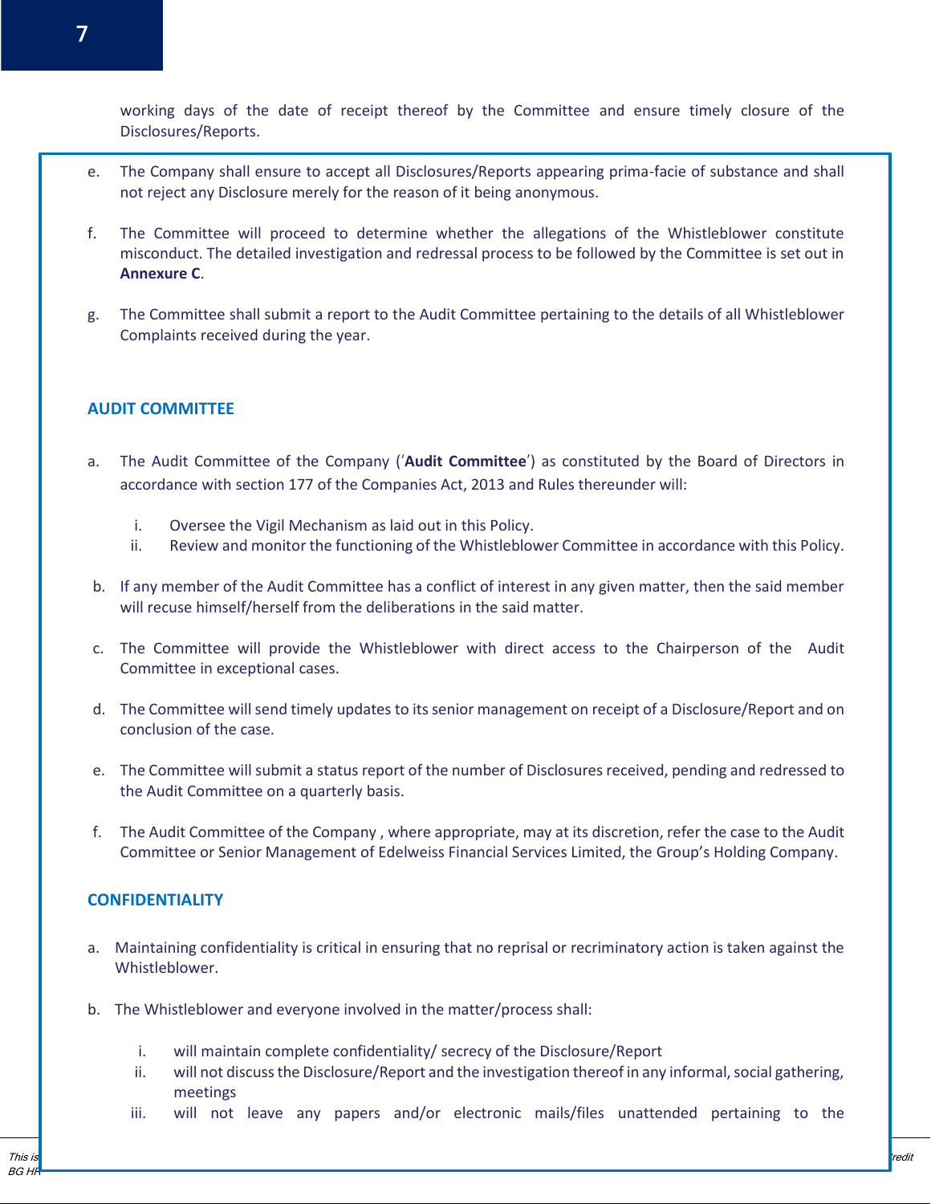working days of the date of receipt thereof by the Committee and ensure timely closure of the Disclosures/Reports.

e. The Company shall ensure to accept all Disclosures/Reports appearing prima-facie of substance and shall not reject any Disclosure merely for the reason of it being anonymous.

f. The Committee will proceed to determine whether the allegations of the Whistleblower constitute misconduct. The detailed investigation and redressal process to be followed by the Committee is set out in **Annexure C**.

g. The Committee shall submit a report to the Audit Committee pertaining to the details of all Whistleblower Complaints received during the year.

## AUDIT COMMITTEE

a. The Audit Committee of the Company ('**Audit Committee**') as constituted by the Board of Directors in accordance with section 177 of the Companies Act, 2013 and Rules thereunder will:

   i. Oversee the Vigil Mechanism as laid out in this Policy.
   ii. Review and monitor the functioning of the Whistleblower Committee in accordance with this Policy.

b. If any member of the Audit Committee has a conflict of interest in any given matter, then the said member will recuse himself/herself from the deliberations in the said matter.

c. The Committee will provide the Whistleblower with direct access to the Chairperson of the Audit Committee in exceptional cases.

d. The Committee will send timely updates to its senior management on receipt of a Disclosure/Report and on conclusion of the case.

e. The Committee will submit a status report of the number of Disclosures received, pending and redressed to the Audit Committee on a quarterly basis.

f. The Audit Committee of the Company , where appropriate, may at its discretion, refer the case to the Audit Committee or Senior Management of Edelweiss Financial Services Limited, the Group's Holding Company.

## CONFIDENTIALITY

a. Maintaining confidentiality is critical in ensuring that no reprisal or recriminatory action is taken against the Whistleblower.

b. The Whistleblower and everyone involved in the matter/process shall:

   i. will maintain complete confidentiality/ secrecy of the Disclosure/Report
   ii. will not discuss the Disclosure/Report and the investigation thereof in any informal, social gathering, meetings
   iii. will not leave any papers and/or electronic mails/files unattended pertaining to the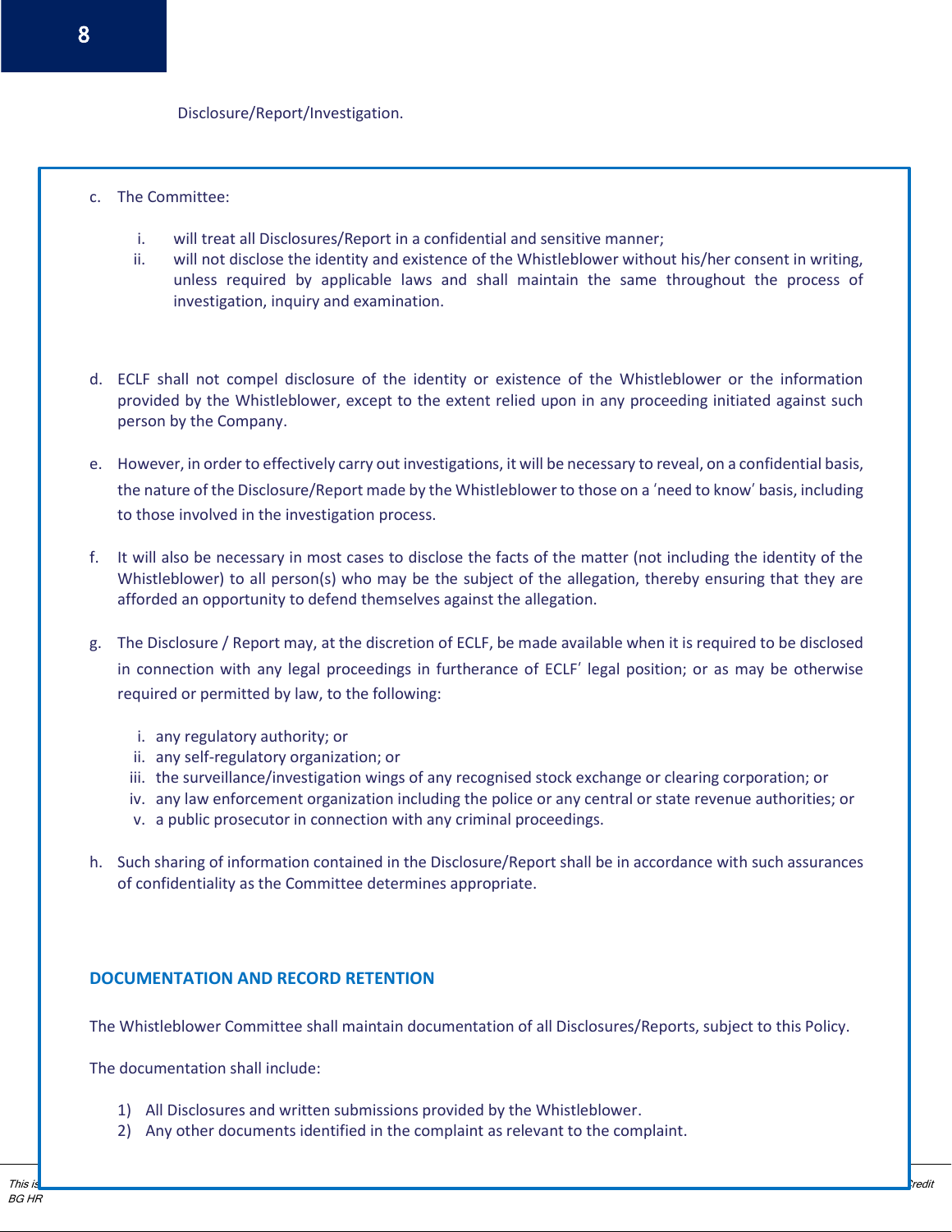Disclosure/Report/Investigation.

c. The Committee:

   i. will treat all Disclosures/Report in a confidential and sensitive manner;
   ii. will not disclose the identity and existence of the Whistleblower without his/her consent in writing, unless required by applicable laws and shall maintain the same throughout the process of investigation, inquiry and examination.

d. ECLF shall not compel disclosure of the identity or existence of the Whistleblower or the information provided by the Whistleblower, except to the extent relied upon in any proceeding initiated against such person by the Company.

e. However, in order to effectively carry out investigations, it will be necessary to reveal, on a confidential basis, the nature of the Disclosure/Report made by the Whistleblower to those on a 'need to know' basis, including to those involved in the investigation process.

f. It will also be necessary in most cases to disclose the facts of the matter (not including the identity of the Whistleblower) to all person(s) who may be the subject of the allegation, thereby ensuring that they are afforded an opportunity to defend themselves against the allegation.

g. The Disclosure / Report may, at the discretion of ECLF, be made available when it is required to be disclosed in connection with any legal proceedings in furtherance of ECLF' legal position; or as may be otherwise required or permitted by law, to the following:

   i. any regulatory authority; or
   ii. any self-regulatory organization; or
   iii. the surveillance/investigation wings of any recognised stock exchange or clearing corporation; or
   iv. any law enforcement organization including the police or any central or state revenue authorities; or
   v. a public prosecutor in connection with any criminal proceedings.

h. Such sharing of information contained in the Disclosure/Report shall be in accordance with such assurances of confidentiality as the Committee determines appropriate.

## DOCUMENTATION AND RECORD RETENTION

The Whistleblower Committee shall maintain documentation of all Disclosures/Reports, subject to this Policy.

The documentation shall include:

1) All Disclosures and written submissions provided by the Whistleblower.
2) Any other documents identified in the complaint as relevant to the complaint.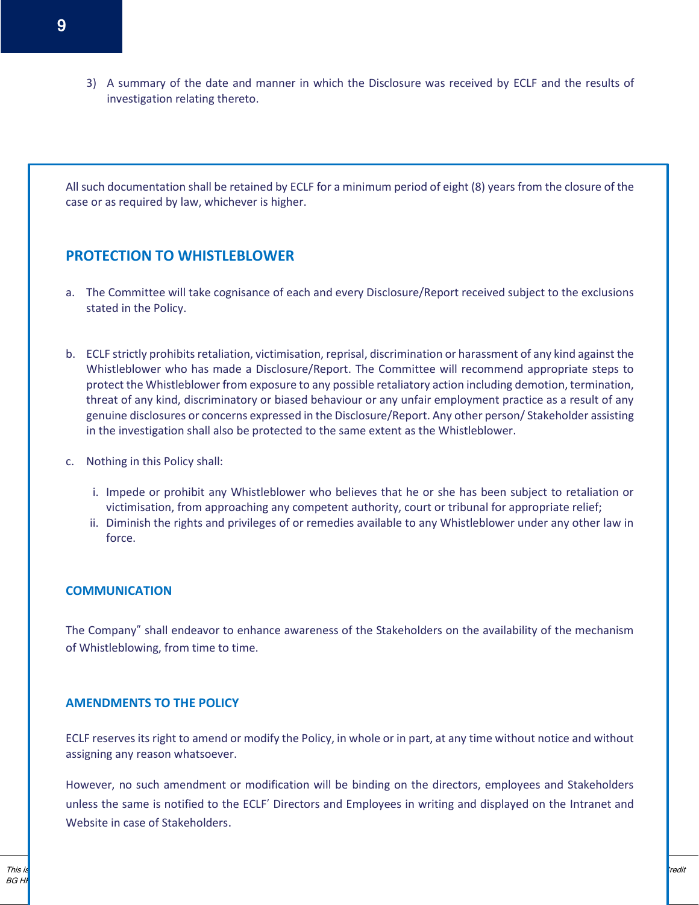3) A summary of the date and manner in which the Disclosure was received by ECLF and the results of investigation relating thereto.

All such documentation shall be retained by ECLF for a minimum period of eight (8) years from the closure of the case or as required by law, whichever is higher.

## PROTECTION TO WHISTLEBLOWER

a. The Committee will take cognisance of each and every Disclosure/Report received subject to the exclusions stated in the Policy.

b. ECLF strictly prohibits retaliation, victimisation, reprisal, discrimination or harassment of any kind against the Whistleblower who has made a Disclosure/Report. The Committee will recommend appropriate steps to protect the Whistleblower from exposure to any possible retaliatory action including demotion, termination, threat of any kind, discriminatory or biased behaviour or any unfair employment practice as a result of any genuine disclosures or concerns expressed in the Disclosure/Report. Any other person/ Stakeholder assisting in the investigation shall also be protected to the same extent as the Whistleblower.

c. Nothing in this Policy shall:

   i. Impede or prohibit any Whistleblower who believes that he or she has been subject to retaliation or victimisation, from approaching any competent authority, court or tribunal for appropriate relief;
   ii. Diminish the rights and privileges of or remedies available to any Whistleblower under any other law in force.

### COMMUNICATION

The Company" shall endeavor to enhance awareness of the Stakeholders on the availability of the mechanism of Whistleblowing, from time to time.

### AMENDMENTS TO THE POLICY

ECLF reserves its right to amend or modify the Policy, in whole or in part, at any time without notice and without assigning any reason whatsoever.

However, no such amendment or modification will be binding on the directors, employees and Stakeholders unless the same is notified to the ECLF' Directors and Employees in writing and displayed on the Intranet and Website in case of Stakeholders.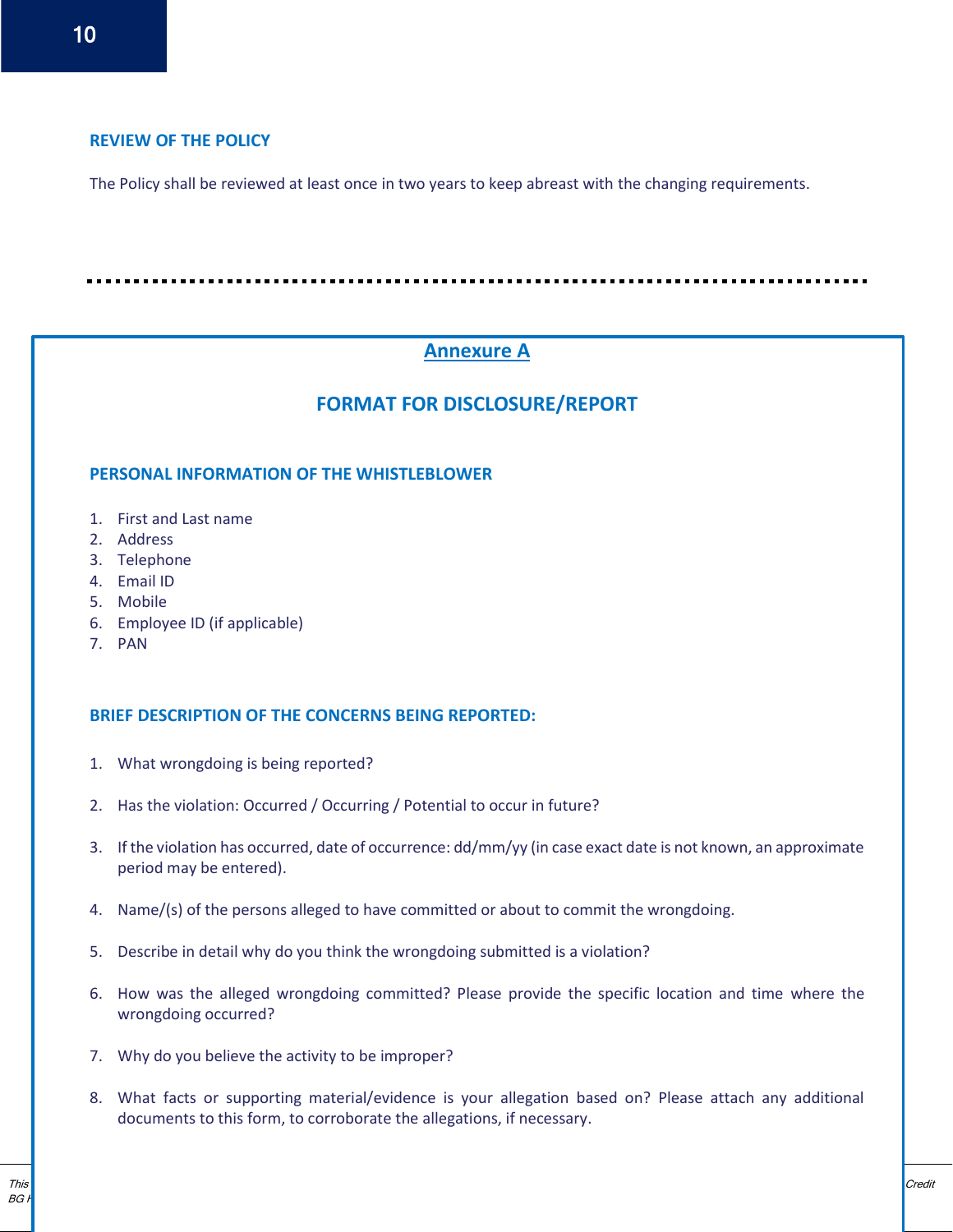## REVIEW OF THE POLICY

The Policy shall be reviewed at least once in two years to keep abreast with the changing requirements.

---

## Annexure A

## FORMAT FOR DISCLOSURE/REPORT

### PERSONAL INFORMATION OF THE WHISTLEBLOWER

1. First and Last name
2. Address
3. Telephone
4. Email ID
5. Mobile
6. Employee ID (if applicable)
7. PAN

### BRIEF DESCRIPTION OF THE CONCERNS BEING REPORTED:

1. What wrongdoing is being reported?

2. Has the violation: Occurred / Occurring / Potential to occur in future?

3. If the violation has occurred, date of occurrence: dd/mm/yy (in case exact date is not known, an approximate period may be entered).

4. Name/(s) of the persons alleged to have committed or about to commit the wrongdoing.

5. Describe in detail why do you think the wrongdoing submitted is a violation?

6. How was the alleged wrongdoing committed? Please provide the specific location and time where the wrongdoing occurred?

7. Why do you believe the activity to be improper?

8. What facts or supporting material/evidence is your allegation based on? Please attach any additional documents to this form, to corroborate the allegations, if necessary.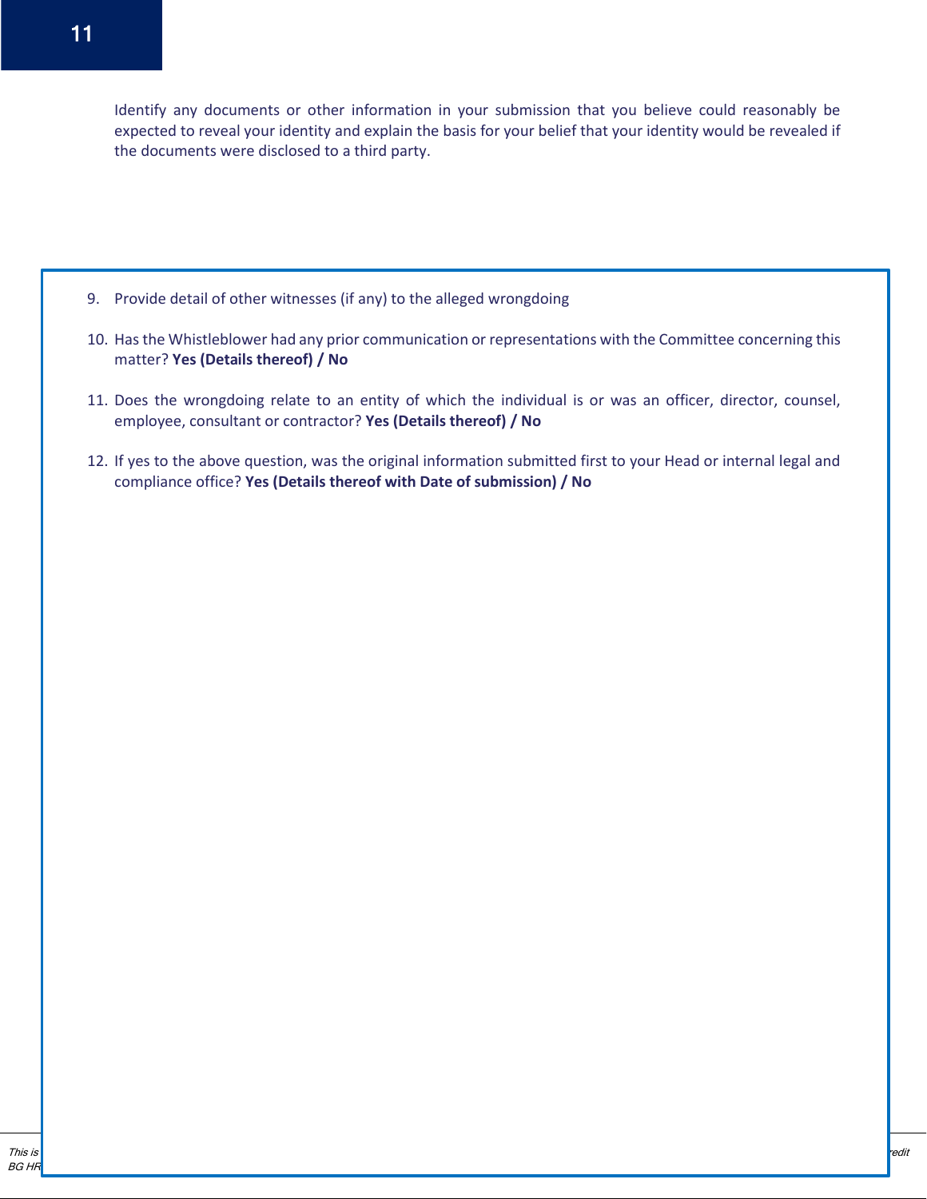Identify any documents or other information in your submission that you believe could reasonably be expected to reveal your identity and explain the basis for your belief that your identity would be revealed if the documents were disclosed to a third party.

9. Provide detail of other witnesses (if any) to the alleged wrongdoing

10. Has the Whistleblower had any prior communication or representations with the Committee concerning this matter? **Yes (Details thereof) / No**

11. Does the wrongdoing relate to an entity of which the individual is or was an officer, director, counsel, employee, consultant or contractor? **Yes (Details thereof) / No**

12. If yes to the above question, was the original information submitted first to your Head or internal legal and compliance office? **Yes (Details thereof with Date of submission) / No**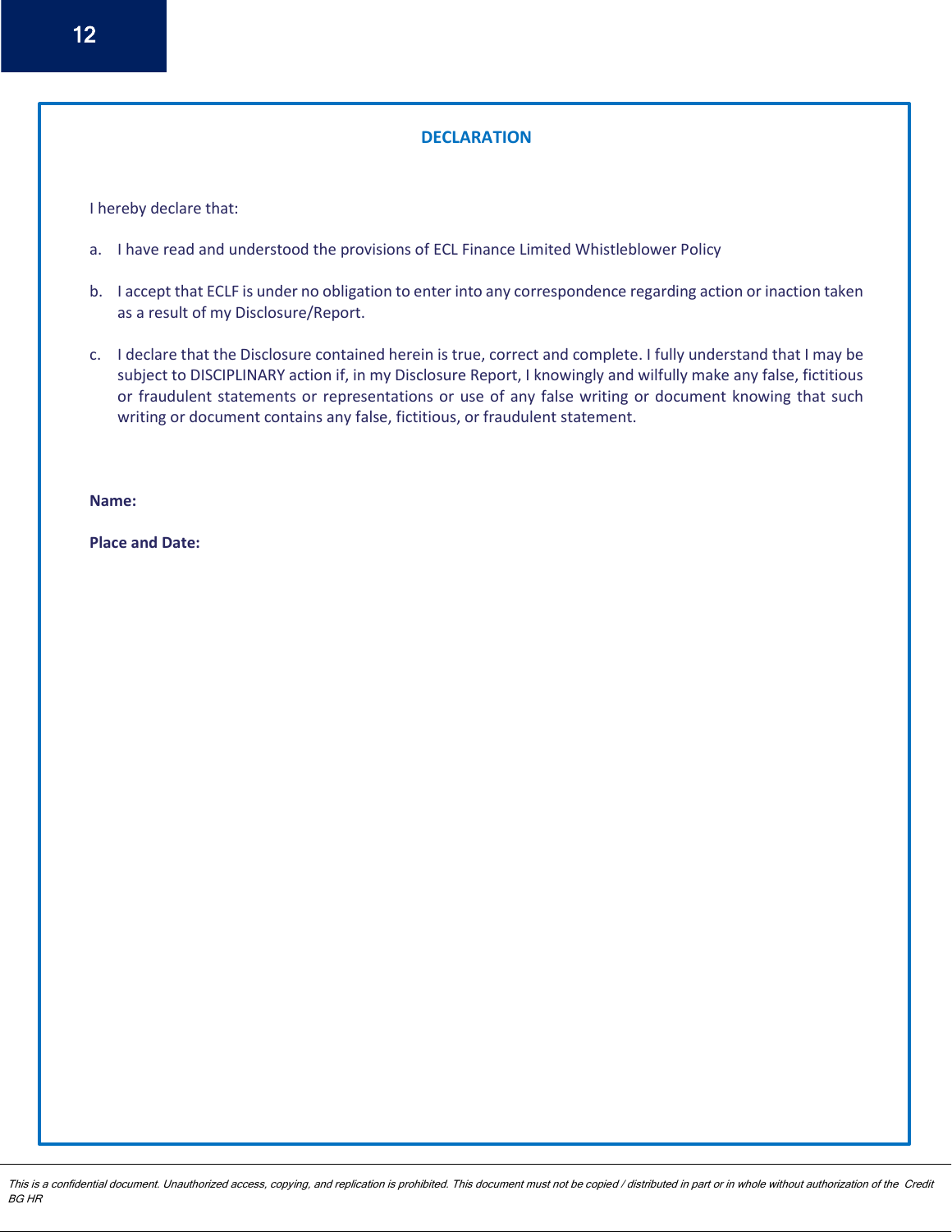## DECLARATION

I hereby declare that:

a. I have read and understood the provisions of ECL Finance Limited Whistleblower Policy

b. I accept that ECLF is under no obligation to enter into any correspondence regarding action or inaction taken as a result of my Disclosure/Report.

c. I declare that the Disclosure contained herein is true, correct and complete. I fully understand that I may be subject to DISCIPLINARY action if, in my Disclosure Report, I knowingly and wilfully make any false, fictitious or fraudulent statements or representations or use of any false writing or document knowing that such writing or document contains any false, fictitious, or fraudulent statement.

**Name:**

**Place and Date:**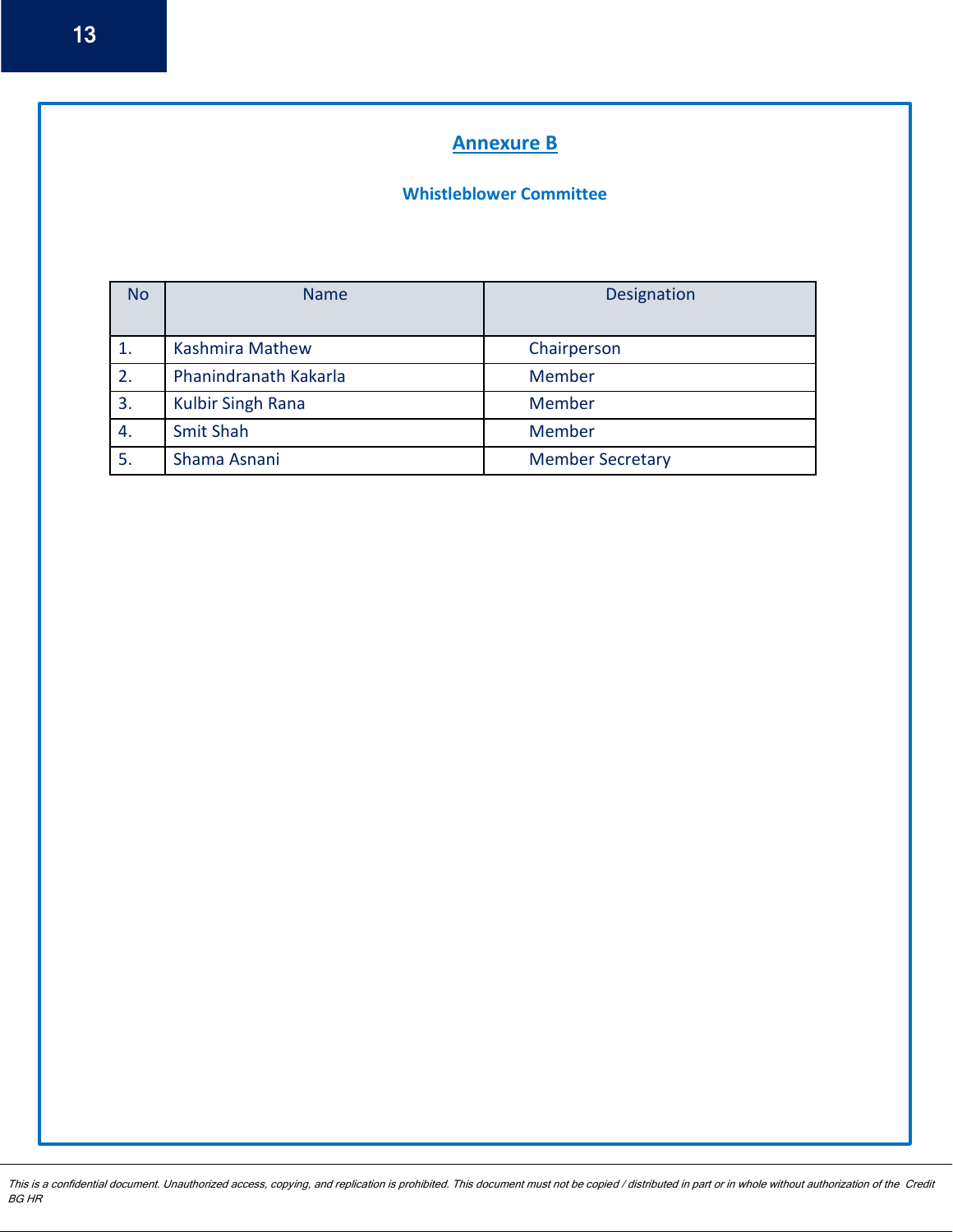## Annexure B

### Whistleblower Committee

| No | Name | Designation |
|---|---|---|
| 1. | Kashmira Mathew | Chairperson |
| 2. | Phanindranath Kakarla | Member |
| 3. | Kulbir Singh Rana | Member |
| 4. | Smit Shah | Member |
| 5. | Shama Asnani | Member Secretary |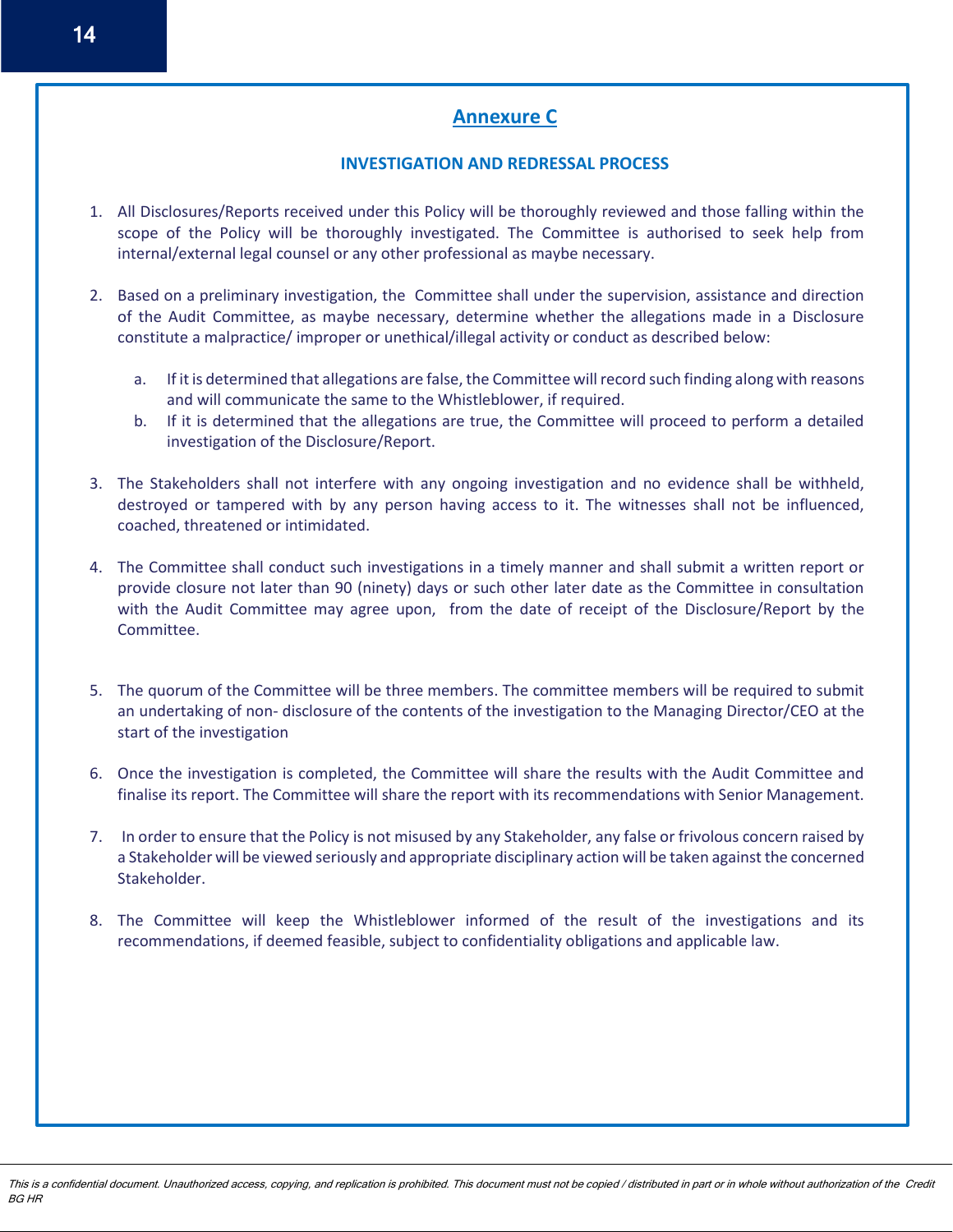## Annexure C

### INVESTIGATION AND REDRESSAL PROCESS

1. All Disclosures/Reports received under this Policy will be thoroughly reviewed and those falling within the scope of the Policy will be thoroughly investigated. The Committee is authorised to seek help from internal/external legal counsel or any other professional as maybe necessary.

2. Based on a preliminary investigation, the Committee shall under the supervision, assistance and direction of the Audit Committee, as maybe necessary, determine whether the allegations made in a Disclosure constitute a malpractice/ improper or unethical/illegal activity or conduct as described below:

   a. If it is determined that allegations are false, the Committee will record such finding along with reasons and will communicate the same to the Whistleblower, if required.
   b. If it is determined that the allegations are true, the Committee will proceed to perform a detailed investigation of the Disclosure/Report.

3. The Stakeholders shall not interfere with any ongoing investigation and no evidence shall be withheld, destroyed or tampered with by any person having access to it. The witnesses shall not be influenced, coached, threatened or intimidated.

4. The Committee shall conduct such investigations in a timely manner and shall submit a written report or provide closure not later than 90 (ninety) days or such other later date as the Committee in consultation with the Audit Committee may agree upon, from the date of receipt of the Disclosure/Report by the Committee.

5. The quorum of the Committee will be three members. The committee members will be required to submit an undertaking of non- disclosure of the contents of the investigation to the Managing Director/CEO at the start of the investigation

6. Once the investigation is completed, the Committee will share the results with the Audit Committee and finalise its report. The Committee will share the report with its recommendations with Senior Management.

7. In order to ensure that the Policy is not misused by any Stakeholder, any false or frivolous concern raised by a Stakeholder will be viewed seriously and appropriate disciplinary action will be taken against the concerned Stakeholder.

8. The Committee will keep the Whistleblower informed of the result of the investigations and its recommendations, if deemed feasible, subject to confidentiality obligations and applicable law.